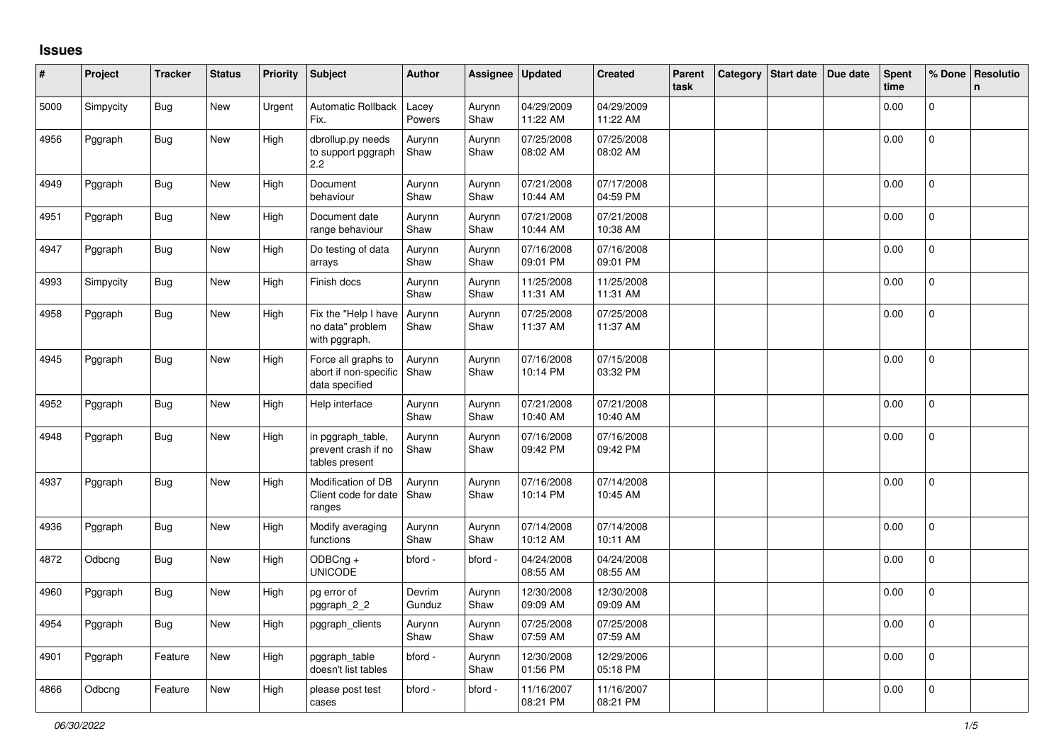# Issues

| # | Project | Tracker | Status | Priority | Subject | Author | Assignee | Updated | Created | Parent task | Category | Start date | Due date | Spent time | % Done | Resolution |
|---|---|---|---|---|---|---|---|---|---|---|---|---|---|---|---|---|
| 5000 | Simpycity | Bug | New | Urgent | Automatic Rollback Fix. | Lacey Powers | Aurynn Shaw | 04/29/2009 11:22 AM | 04/29/2009 11:22 AM | | | | | 0.00 | 0 | |
| 4956 | Pggraph | Bug | New | High | dbrollup.py needs to support pggraph 2.2 | Aurynn Shaw | Aurynn Shaw | 07/25/2008 08:02 AM | 07/25/2008 08:02 AM | | | | | 0.00 | 0 | |
| 4949 | Pggraph | Bug | New | High | Document behaviour | Aurynn Shaw | Aurynn Shaw | 07/21/2008 10:44 AM | 07/17/2008 04:59 PM | | | | | 0.00 | 0 | |
| 4951 | Pggraph | Bug | New | High | Document date range behaviour | Aurynn Shaw | Aurynn Shaw | 07/21/2008 10:44 AM | 07/21/2008 10:38 AM | | | | | 0.00 | 0 | |
| 4947 | Pggraph | Bug | New | High | Do testing of data arrays | Aurynn Shaw | Aurynn Shaw | 07/16/2008 09:01 PM | 07/16/2008 09:01 PM | | | | | 0.00 | 0 | |
| 4993 | Simpycity | Bug | New | High | Finish docs | Aurynn Shaw | Aurynn Shaw | 11/25/2008 11:31 AM | 11/25/2008 11:31 AM | | | | | 0.00 | 0 | |
| 4958 | Pggraph | Bug | New | High | Fix the "Help I have no data" problem with pggraph. | Aurynn Shaw | Aurynn Shaw | 07/25/2008 11:37 AM | 07/25/2008 11:37 AM | | | | | 0.00 | 0 | |
| 4945 | Pggraph | Bug | New | High | Force all graphs to abort if non-specific data specified | Aurynn Shaw | Aurynn Shaw | 07/16/2008 10:14 PM | 07/15/2008 03:32 PM | | | | | 0.00 | 0 | |
| 4952 | Pggraph | Bug | New | High | Help interface | Aurynn Shaw | Aurynn Shaw | 07/21/2008 10:40 AM | 07/21/2008 10:40 AM | | | | | 0.00 | 0 | |
| 4948 | Pggraph | Bug | New | High | in pggraph_table, prevent crash if no tables present | Aurynn Shaw | Aurynn Shaw | 07/16/2008 09:42 PM | 07/16/2008 09:42 PM | | | | | 0.00 | 0 | |
| 4937 | Pggraph | Bug | New | High | Modification of DB Client code for date ranges | Aurynn Shaw | Aurynn Shaw | 07/16/2008 10:14 PM | 07/14/2008 10:45 AM | | | | | 0.00 | 0 | |
| 4936 | Pggraph | Bug | New | High | Modify averaging functions | Aurynn Shaw | Aurynn Shaw | 07/14/2008 10:12 AM | 07/14/2008 10:11 AM | | | | | 0.00 | 0 | |
| 4872 | Odbcng | Bug | New | High | ODBCng + UNICODE | bford - | bford - | 04/24/2008 08:55 AM | 04/24/2008 08:55 AM | | | | | 0.00 | 0 | |
| 4960 | Pggraph | Bug | New | High | pg error of pggraph_2_2 | Devrim Gunduz | Aurynn Shaw | 12/30/2008 09:09 AM | 12/30/2008 09:09 AM | | | | | 0.00 | 0 | |
| 4954 | Pggraph | Bug | New | High | pggraph_clients | Aurynn Shaw | Aurynn Shaw | 07/25/2008 07:59 AM | 07/25/2008 07:59 AM | | | | | 0.00 | 0 | |
| 4901 | Pggraph | Feature | New | High | pggraph_table doesn't list tables | bford - | Aurynn Shaw | 12/30/2008 01:56 PM | 12/29/2006 05:18 PM | | | | | 0.00 | 0 | |
| 4866 | Odbcng | Feature | New | High | please post test cases | bford - | bford - | 11/16/2007 08:21 PM | 11/16/2007 08:21 PM | | | | | 0.00 | 0 | |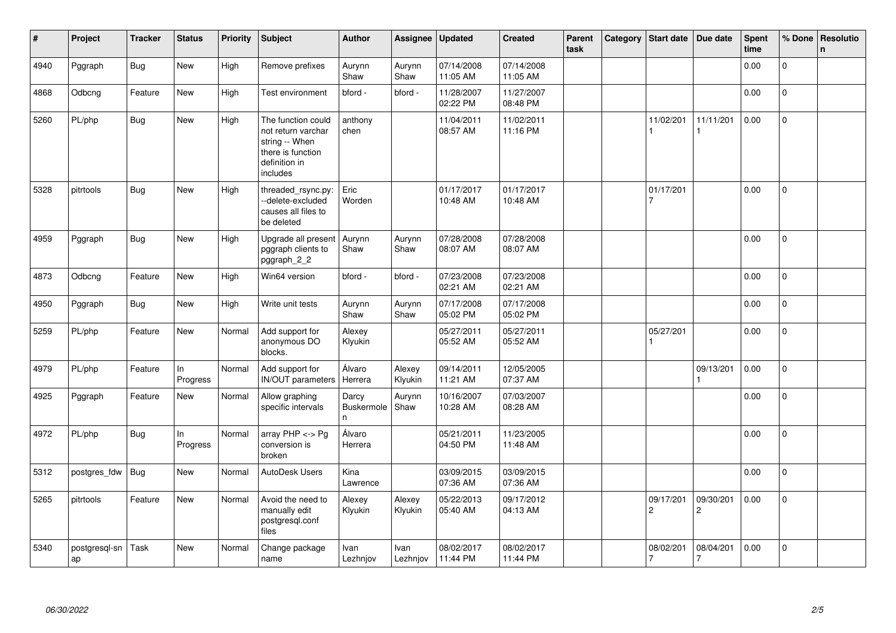| # | Project | Tracker | Status | Priority | Subject | Author | Assignee | Updated | Created | Parent task | Category | Start date | Due date | Spent time | % Done | Resolution |
|---|---|---|---|---|---|---|---|---|---|---|---|---|---|---|---|---|
| 4940 | Pggraph | Bug | New | High | Remove prefixes | Aurynn Shaw | Aurynn Shaw | 07/14/2008 11:05 AM | 07/14/2008 11:05 AM | | | | | 0.00 | 0 | |
| 4868 | Odbcng | Feature | New | High | Test environment | bford - | bford - | 11/28/2007 02:22 PM | 11/27/2007 08:48 PM | | | | | 0.00 | 0 | |
| 5260 | PL/php | Bug | New | High | The function could not return varchar string -- When there is function definition in includes | anthony chen | | 11/04/2011 08:57 AM | 11/02/2011 11:16 PM | | | 11/02/2011 | 11/11/2011 | 0.00 | 0 | |
| 5328 | pitrtools | Bug | New | High | threaded_rsync.py: --delete-excluded causes all files to be deleted | Eric Worden | | 01/17/2017 10:48 AM | 01/17/2017 10:48 AM | | | 01/17/2017 | | 0.00 | 0 | |
| 4959 | Pggraph | Bug | New | High | Upgrade all present pggraph clients to pggraph_2_2 | Aurynn Shaw | Aurynn Shaw | 07/28/2008 08:07 AM | 07/28/2008 08:07 AM | | | | | 0.00 | 0 | |
| 4873 | Odbcng | Feature | New | High | Win64 version | bford - | bford - | 07/23/2008 02:21 AM | 07/23/2008 02:21 AM | | | | | 0.00 | 0 | |
| 4950 | Pggraph | Bug | New | High | Write unit tests | Aurynn Shaw | Aurynn Shaw | 07/17/2008 05:02 PM | 07/17/2008 05:02 PM | | | | | 0.00 | 0 | |
| 5259 | PL/php | Feature | New | Normal | Add support for anonymous DO blocks. | Alexey Klyukin | | 05/27/2011 05:52 AM | 05/27/2011 05:52 AM | | | 05/27/2011 | | 0.00 | 0 | |
| 4979 | PL/php | Feature | In Progress | Normal | Add support for IN/OUT parameters | Álvaro Herrera | Alexey Klyukin | 09/14/2011 11:21 AM | 12/05/2005 07:37 AM | | | | 09/13/2011 | 0.00 | 0 | |
| 4925 | Pggraph | Feature | New | Normal | Allow graphing specific intervals | Darcy Buskermolen | Aurynn Shaw | 10/16/2007 10:28 AM | 07/03/2007 08:28 AM | | | | | 0.00 | 0 | |
| 4972 | PL/php | Bug | In Progress | Normal | array PHP <-> Pg conversion is broken | Álvaro Herrera | | 05/21/2011 04:50 PM | 11/23/2005 11:48 AM | | | | | 0.00 | 0 | |
| 5312 | postgres_fdw | Bug | New | Normal | AutoDesk Users | Kina Lawrence | | 03/09/2015 07:36 AM | 03/09/2015 07:36 AM | | | | | 0.00 | 0 | |
| 5265 | pitrtools | Feature | New | Normal | Avoid the need to manually edit postgresql.conf files | Alexey Klyukin | Alexey Klyukin | 05/22/2013 05:40 AM | 09/17/2012 04:13 AM | | | 09/17/2012 | 09/30/2012 | 0.00 | 0 | |
| 5340 | postgresql-snap | Task | New | Normal | Change package name | Ivan Lezhnjov | Ivan Lezhnjov | 08/02/2017 11:44 PM | 08/02/2017 11:44 PM | | | 08/02/2017 | 08/04/2017 | 0.00 | 0 | |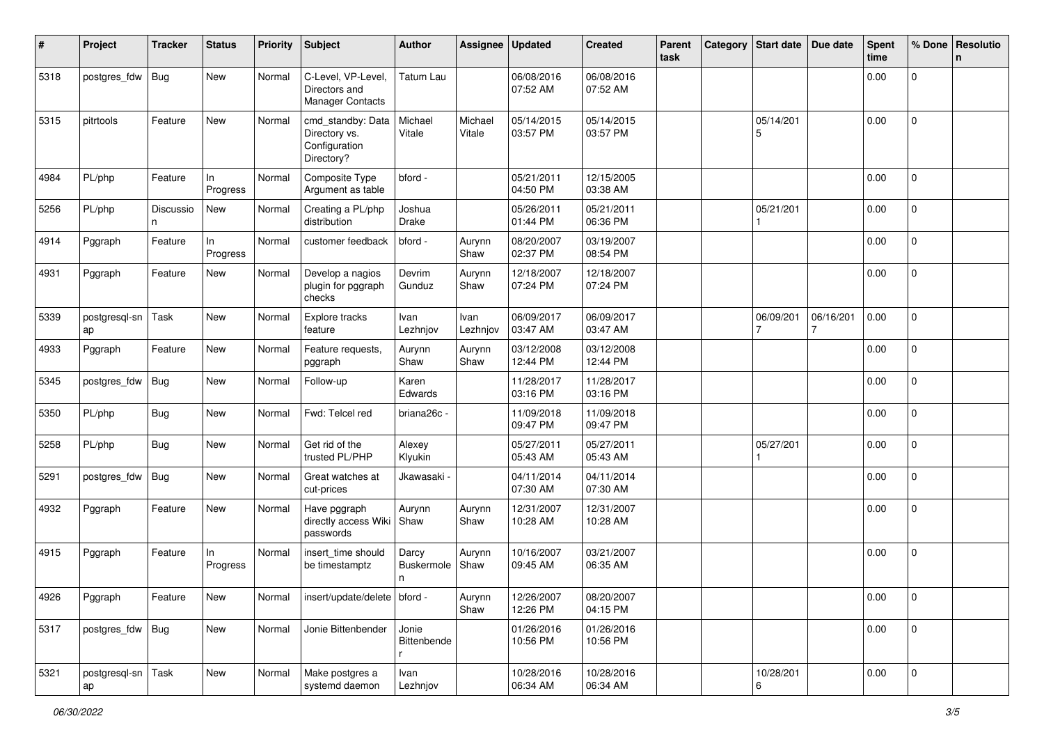| # | Project | Tracker | Status | Priority | Subject | Author | Assignee | Updated | Created | Parent task | Category | Start date | Due date | Spent time | % Done | Resolution |
|---|---|---|---|---|---|---|---|---|---|---|---|---|---|---|---|---|
| 5318 | postgres_fdw | Bug | New | Normal | C-Level, VP-Level, Directors and Manager Contacts | Tatum Lau | | 06/08/2016 07:52 AM | 06/08/2016 07:52 AM | | | | | 0.00 | 0 | |
| 5315 | pitrtools | Feature | New | Normal | cmd_standby: Data Directory vs. Configuration Directory? | Michael Vitale | Michael Vitale | 05/14/2015 03:57 PM | 05/14/2015 03:57 PM | | | 05/14/2015 | | 0.00 | 0 | |
| 4984 | PL/php | Feature | In Progress | Normal | Composite Type Argument as table | bford - | | 05/21/2011 04:50 PM | 12/15/2005 03:38 AM | | | | | 0.00 | 0 | |
| 5256 | PL/php | Discussion | New | Normal | Creating a PL/php distribution | Joshua Drake | | 05/26/2011 01:44 PM | 05/21/2011 06:36 PM | | | 05/21/2011 | | 0.00 | 0 | |
| 4914 | Pggraph | Feature | In Progress | Normal | customer feedback | bford - | Aurynn Shaw | 08/20/2007 02:37 PM | 03/19/2007 08:54 PM | | | | | 0.00 | 0 | |
| 4931 | Pggraph | Feature | New | Normal | Develop a nagios plugin for pggraph checks | Devrim Gunduz | Aurynn Shaw | 12/18/2007 07:24 PM | 12/18/2007 07:24 PM | | | | | 0.00 | 0 | |
| 5339 | postgresql-snap | Task | New | Normal | Explore tracks feature | Ivan Lezhnjov | Ivan Lezhnjov | 06/09/2017 03:47 AM | 06/09/2017 03:47 AM | | | 06/09/2017 | 06/16/2017 | 0.00 | 0 | |
| 4933 | Pggraph | Feature | New | Normal | Feature requests, pggraph | Aurynn Shaw | Aurynn Shaw | 03/12/2008 12:44 PM | 03/12/2008 12:44 PM | | | | | 0.00 | 0 | |
| 5345 | postgres_fdw | Bug | New | Normal | Follow-up | Karen Edwards | | 11/28/2017 03:16 PM | 11/28/2017 03:16 PM | | | | | 0.00 | 0 | |
| 5350 | PL/php | Bug | New | Normal | Fwd: Telcel red | briana26c - | | 11/09/2018 09:47 PM | 11/09/2018 09:47 PM | | | | | 0.00 | 0 | |
| 5258 | PL/php | Bug | New | Normal | Get rid of the trusted PL/PHP | Alexey Klyukin | | 05/27/2011 05:43 AM | 05/27/2011 05:43 AM | | | 05/27/2011 | | 0.00 | 0 | |
| 5291 | postgres_fdw | Bug | New | Normal | Great watches at cut-prices | Jkawasaki - | | 04/11/2014 07:30 AM | 04/11/2014 07:30 AM | | | | | 0.00 | 0 | |
| 4932 | Pggraph | Feature | New | Normal | Have pggraph directly access Wiki passwords | Aurynn Shaw | Aurynn Shaw | 12/31/2007 10:28 AM | 12/31/2007 10:28 AM | | | | | 0.00 | 0 | |
| 4915 | Pggraph | Feature | In Progress | Normal | insert_time should be timestamptz | Darcy Buskermolen | Aurynn Shaw | 10/16/2007 09:45 AM | 03/21/2007 06:35 AM | | | | | 0.00 | 0 | |
| 4926 | Pggraph | Feature | New | Normal | insert/update/delete | bford - | Aurynn Shaw | 12/26/2007 12:26 PM | 08/20/2007 04:15 PM | | | | | 0.00 | 0 | |
| 5317 | postgres_fdw | Bug | New | Normal | Jonie Bittenbender | Jonie Bittenbender | | 01/26/2016 10:56 PM | 01/26/2016 10:56 PM | | | | | 0.00 | 0 | |
| 5321 | postgresql-snap | Task | New | Normal | Make postgres a systemd daemon | Ivan Lezhnjov | | 10/28/2016 06:34 AM | 10/28/2016 06:34 AM | | | 10/28/2016 | | 0.00 | 0 | |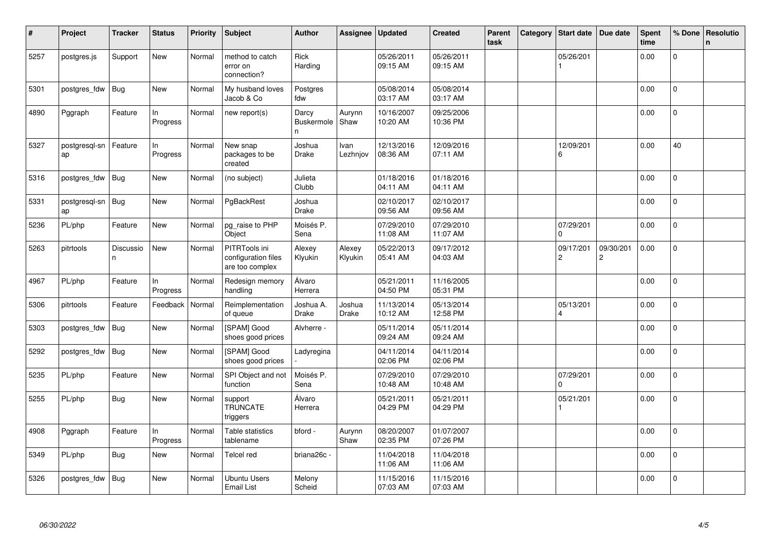| # | Project | Tracker | Status | Priority | Subject | Author | Assignee | Updated | Created | Parent task | Category | Start date | Due date | Spent time | % Done | Resolution |
|---|---|---|---|---|---|---|---|---|---|---|---|---|---|---|---|---|
| 5257 | postgres.js | Support | New | Normal | method to catch error on connection? | Rick Harding | | 05/26/2011 09:15 AM | 05/26/2011 09:15 AM | | | 05/26/2011 | | 0.00 | 0 | |
| 5301 | postgres_fdw | Bug | New | Normal | My husband loves Jacob & Co | Postgres fdw | | 05/08/2014 03:17 AM | 05/08/2014 03:17 AM | | | | | 0.00 | 0 | |
| 4890 | Pggraph | Feature | In Progress | Normal | new report(s) | Darcy Buskermolen | Aurynn Shaw | 10/16/2007 10:20 AM | 09/25/2006 10:36 PM | | | | | 0.00 | 0 | |
| 5327 | postgresql-snap | Feature | In Progress | Normal | New snap packages to be created | Joshua Drake | Ivan Lezhnjov | 12/13/2016 08:36 AM | 12/09/2016 07:11 AM | | | 12/09/2016 | | 0.00 | 40 | |
| 5316 | postgres_fdw | Bug | New | Normal | (no subject) | Julieta Clubb | | 01/18/2016 04:11 AM | 01/18/2016 04:11 AM | | | | | 0.00 | 0 | |
| 5331 | postgresql-snap | Bug | New | Normal | PgBackRest | Joshua Drake | | 02/10/2017 09:56 AM | 02/10/2017 09:56 AM | | | | | 0.00 | 0 | |
| 5236 | PL/php | Feature | New | Normal | pg_raise to PHP Object | Moisés P. Sena | | 07/29/2010 11:08 AM | 07/29/2010 11:07 AM | | | 07/29/2010 | | 0.00 | 0 | |
| 5263 | pitrtools | Discussion | New | Normal | PITRTools ini configuration files are too complex | Alexey Klyukin | Alexey Klyukin | 05/22/2013 05:41 AM | 09/17/2012 04:03 AM | | | 09/17/2012 | 09/30/2012 | 0.00 | 0 | |
| 4967 | PL/php | Feature | In Progress | Normal | Redesign memory handling | Álvaro Herrera | | 05/21/2011 04:50 PM | 11/16/2005 05:31 PM | | | | | 0.00 | 0 | |
| 5306 | pitrtools | Feature | Feedback | Normal | Reimplementation of queue | Joshua A. Drake | Joshua Drake | 11/13/2014 10:12 AM | 05/13/2014 12:58 PM | | | 05/13/2014 | | 0.00 | 0 | |
| 5303 | postgres_fdw | Bug | New | Normal | [SPAM] Good shoes good prices | Alvherre - | | 05/11/2014 09:24 AM | 05/11/2014 09:24 AM | | | | | 0.00 | 0 | |
| 5292 | postgres_fdw | Bug | New | Normal | [SPAM] Good shoes good prices | Ladyregina - | | 04/11/2014 02:06 PM | 04/11/2014 02:06 PM | | | | | 0.00 | 0 | |
| 5235 | PL/php | Feature | New | Normal | SPI Object and not function | Moisés P. Sena | | 07/29/2010 10:48 AM | 07/29/2010 10:48 AM | | | 07/29/2010 | | 0.00 | 0 | |
| 5255 | PL/php | Bug | New | Normal | support TRUNCATE triggers | Álvaro Herrera | | 05/21/2011 04:29 PM | 05/21/2011 04:29 PM | | | 05/21/2011 | | 0.00 | 0 | |
| 4908 | Pggraph | Feature | In Progress | Normal | Table statistics tablename | bford - | Aurynn Shaw | 08/20/2007 02:35 PM | 01/07/2007 07:26 PM | | | | | 0.00 | 0 | |
| 5349 | PL/php | Bug | New | Normal | Telcel red | briana26c - | | 11/04/2018 11:06 AM | 11/04/2018 11:06 AM | | | | | 0.00 | 0 | |
| 5326 | postgres_fdw | Bug | New | Normal | Ubuntu Users Email List | Melony Scheid | | 11/15/2016 07:03 AM | 11/15/2016 07:03 AM | | | | | 0.00 | 0 | |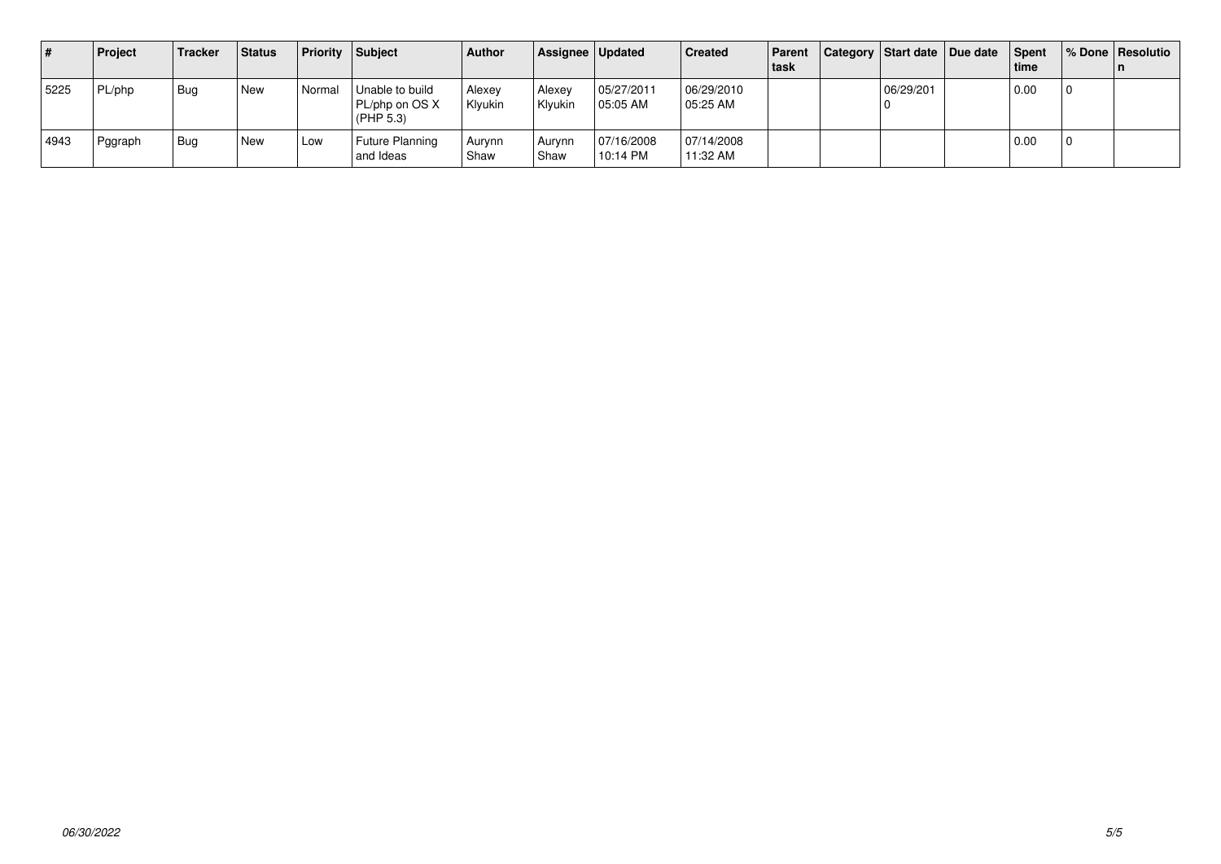| # | Project | Tracker | Status | Priority | Subject | Author | Assignee | Updated | Created | Parent task | Category | Start date | Due date | Spent time | % Done | Resolution |
|---|---|---|---|---|---|---|---|---|---|---|---|---|---|---|---|---|
| 5225 | PL/php | Bug | New | Normal | Unable to build PL/php on OS X (PHP 5.3) | Alexey Klyukin | Alexey Klyukin | 05/27/2011 05:05 AM | 06/29/2010 05:25 AM | | | 06/29/2010 | | 0.00 | 0 | |
| 4943 | Pggraph | Bug | New | Low | Future Planning and Ideas | Aurynn Shaw | Aurynn Shaw | 07/16/2008 10:14 PM | 07/14/2008 11:32 AM | | | | | 0.00 | 0 | |